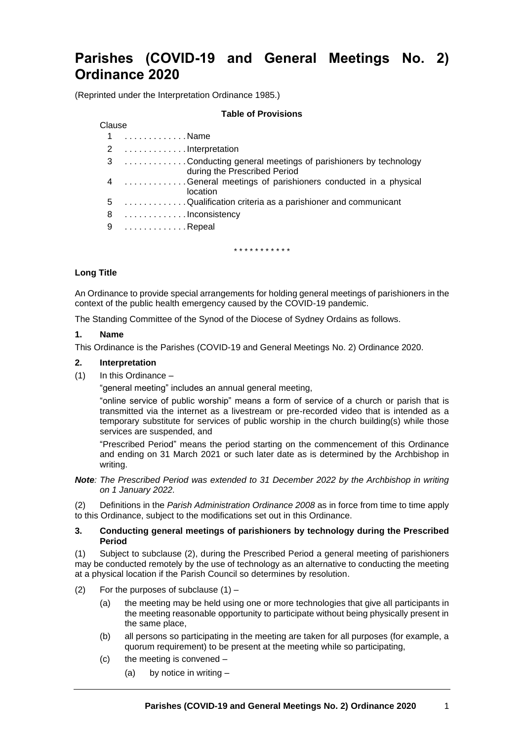# Parishes (COVID-19 and General Meetings No. 2) Ordinance 2020

(Reprinted under the Interpretation Ordinance 1985.)

**Table of Provisions**

Clause

1 . . . . . . . . . . . . . Name

2 . . . . . . . . . . . . . Interpretation

3 . . . . . . . . . . . . . Conducting general meetings of parishioners by technology during the Prescribed Period

4 . . . . . . . . . . . . . General meetings of parishioners conducted in a physical location

5 . . . . . . . . . . . . . Qualification criteria as a parishioner and communicant

8 . . . . . . . . . . . . . Inconsistency

9 . . . . . . . . . . . . . Repeal

\* \* \* \* \* \* \* \* \* \* \*

**Long Title**

An Ordinance to provide special arrangements for holding general meetings of parishioners in the context of the public health emergency caused by the COVID-19 pandemic.

The Standing Committee of the Synod of the Diocese of Sydney Ordains as follows.

**1. Name**

This Ordinance is the Parishes (COVID-19 and General Meetings No. 2) Ordinance 2020.

**2. Interpretation**

(1) In this Ordinance –

"general meeting" includes an annual general meeting,

"online service of public worship" means a form of service of a church or parish that is transmitted via the internet as a livestream or pre-recorded video that is intended as a temporary substitute for services of public worship in the church building(s) while those services are suspended, and

"Prescribed Period" means the period starting on the commencement of this Ordinance and ending on 31 March 2021 or such later date as is determined by the Archbishop in writing.

***Note**: The Prescribed Period was extended to 31 December 2022 by the Archbishop in writing on 1 January 2022.*

(2) Definitions in the *Parish Administration Ordinance 2008* as in force from time to time apply to this Ordinance, subject to the modifications set out in this Ordinance.

**3. Conducting general meetings of parishioners by technology during the Prescribed Period**

(1) Subject to subclause (2), during the Prescribed Period a general meeting of parishioners may be conducted remotely by the use of technology as an alternative to conducting the meeting at a physical location if the Parish Council so determines by resolution.

(2) For the purposes of subclause (1) –

(a) the meeting may be held using one or more technologies that give all participants in the meeting reasonable opportunity to participate without being physically present in the same place,

(b) all persons so participating in the meeting are taken for all purposes (for example, a quorum requirement) to be present at the meeting while so participating,

(c) the meeting is convened –

(a) by notice in writing –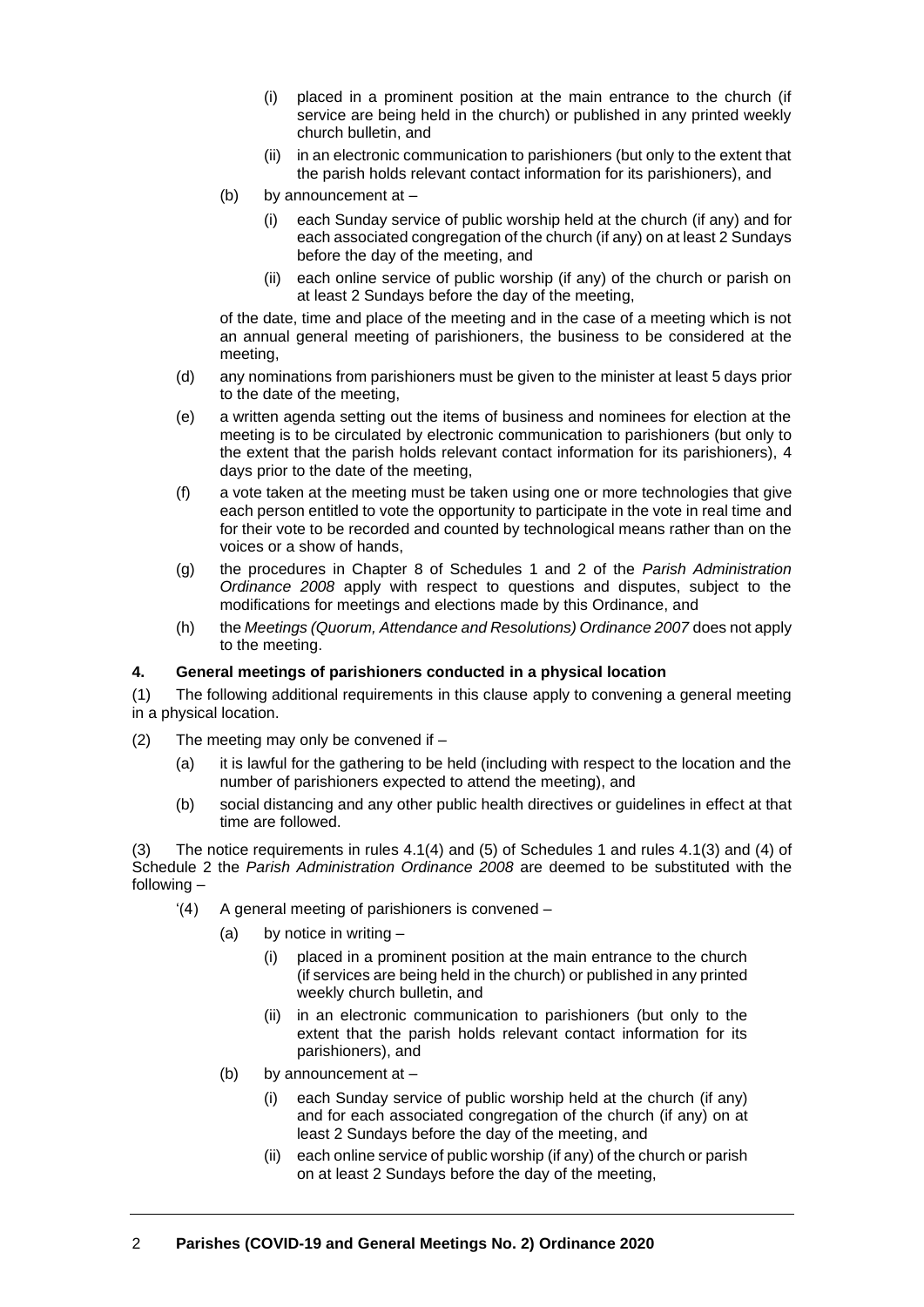- (i) placed in a prominent position at the main entrance to the church (if service are being held in the church) or published in any printed weekly church bulletin, and
- (ii) in an electronic communication to parishioners (but only to the extent that the parish holds relevant contact information for its parishioners), and

(b) by announcement at –

- (i) each Sunday service of public worship held at the church (if any) and for each associated congregation of the church (if any) on at least 2 Sundays before the day of the meeting, and
- (ii) each online service of public worship (if any) of the church or parish on at least 2 Sundays before the day of the meeting,

of the date, time and place of the meeting and in the case of a meeting which is not an annual general meeting of parishioners, the business to be considered at the meeting,

(d) any nominations from parishioners must be given to the minister at least 5 days prior to the date of the meeting,

(e) a written agenda setting out the items of business and nominees for election at the meeting is to be circulated by electronic communication to parishioners (but only to the extent that the parish holds relevant contact information for its parishioners), 4 days prior to the date of the meeting,

(f) a vote taken at the meeting must be taken using one or more technologies that give each person entitled to vote the opportunity to participate in the vote in real time and for their vote to be recorded and counted by technological means rather than on the voices or a show of hands,

(g) the procedures in Chapter 8 of Schedules 1 and 2 of the *Parish Administration Ordinance 2008* apply with respect to questions and disputes, subject to the modifications for meetings and elections made by this Ordinance, and

(h) the *Meetings (Quorum, Attendance and Resolutions) Ordinance 2007* does not apply to the meeting.

**4. General meetings of parishioners conducted in a physical location**

(1) The following additional requirements in this clause apply to convening a general meeting in a physical location.

(2) The meeting may only be convened if –

(a) it is lawful for the gathering to be held (including with respect to the location and the number of parishioners expected to attend the meeting), and

(b) social distancing and any other public health directives or guidelines in effect at that time are followed.

(3) The notice requirements in rules 4.1(4) and (5) of Schedules 1 and rules 4.1(3) and (4) of Schedule 2 the *Parish Administration Ordinance 2008* are deemed to be substituted with the following –

'(4) A general meeting of parishioners is convened –

(a) by notice in writing –

- (i) placed in a prominent position at the main entrance to the church (if services are being held in the church) or published in any printed weekly church bulletin, and
- (ii) in an electronic communication to parishioners (but only to the extent that the parish holds relevant contact information for its parishioners), and

(b) by announcement at –

- (i) each Sunday service of public worship held at the church (if any) and for each associated congregation of the church (if any) on at least 2 Sundays before the day of the meeting, and
- (ii) each online service of public worship (if any) of the church or parish on at least 2 Sundays before the day of the meeting,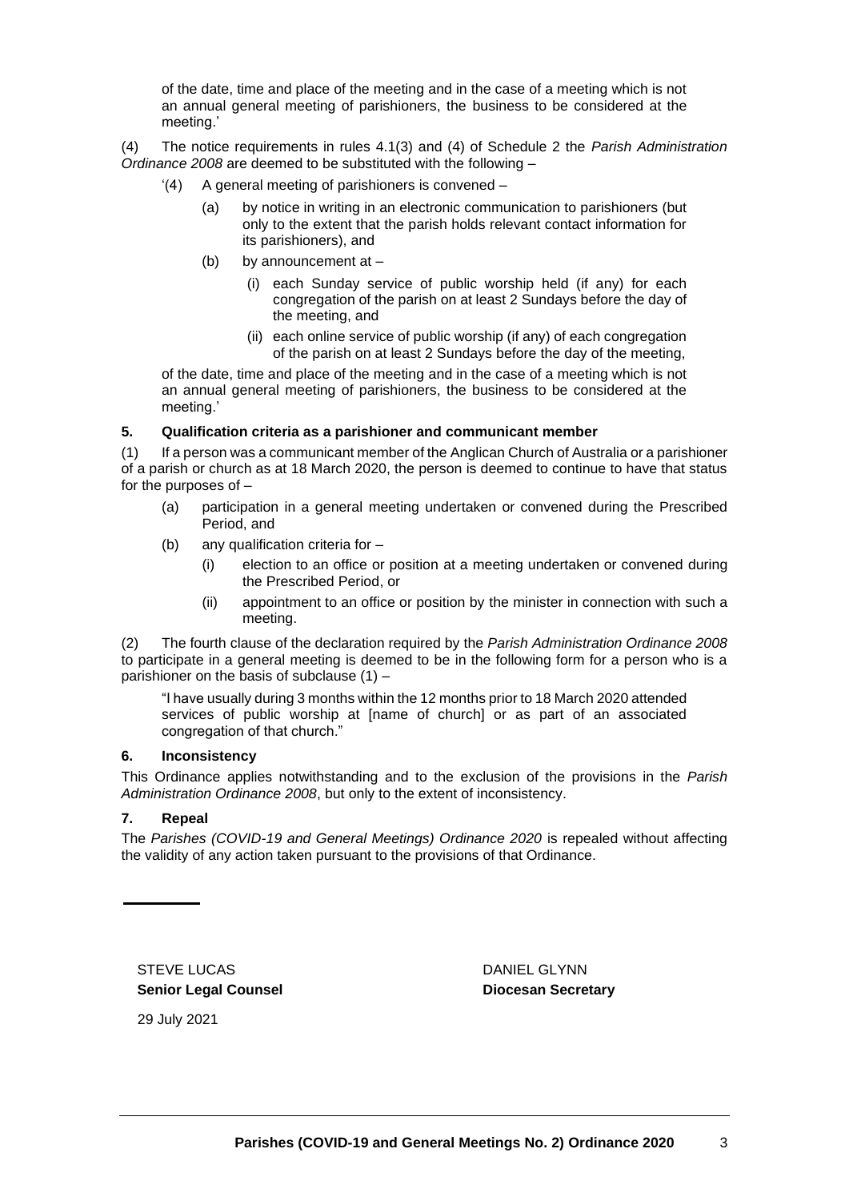of the date, time and place of the meeting and in the case of a meeting which is not an annual general meeting of parishioners, the business to be considered at the meeting.'

(4) The notice requirements in rules 4.1(3) and (4) of Schedule 2 the *Parish Administration Ordinance 2008* are deemed to be substituted with the following –

'(4) A general meeting of parishioners is convened –

(a) by notice in writing in an electronic communication to parishioners (but only to the extent that the parish holds relevant contact information for its parishioners), and

(b) by announcement at –

(i) each Sunday service of public worship held (if any) for each congregation of the parish on at least 2 Sundays before the day of the meeting, and

(ii) each online service of public worship (if any) of each congregation of the parish on at least 2 Sundays before the day of the meeting,

of the date, time and place of the meeting and in the case of a meeting which is not an annual general meeting of parishioners, the business to be considered at the meeting.'

### 5. Qualification criteria as a parishioner and communicant member

(1) If a person was a communicant member of the Anglican Church of Australia or a parishioner of a parish or church as at 18 March 2020, the person is deemed to continue to have that status for the purposes of –

(a) participation in a general meeting undertaken or convened during the Prescribed Period, and

(b) any qualification criteria for –

(i) election to an office or position at a meeting undertaken or convened during the Prescribed Period, or

(ii) appointment to an office or position by the minister in connection with such a meeting.

(2) The fourth clause of the declaration required by the *Parish Administration Ordinance 2008* to participate in a general meeting is deemed to be in the following form for a person who is a parishioner on the basis of subclause (1) –

"I have usually during 3 months within the 12 months prior to 18 March 2020 attended services of public worship at [name of church] or as part of an associated congregation of that church."

### 6. Inconsistency

This Ordinance applies notwithstanding and to the exclusion of the provisions in the *Parish Administration Ordinance 2008*, but only to the extent of inconsistency.

### 7. Repeal

The *Parishes (COVID-19 and General Meetings) Ordinance 2020* is repealed without affecting the validity of any action taken pursuant to the provisions of that Ordinance.

STEVE LUCAS
**Senior Legal Counsel**

DANIEL GLYNN
**Diocesan Secretary**

29 July 2021